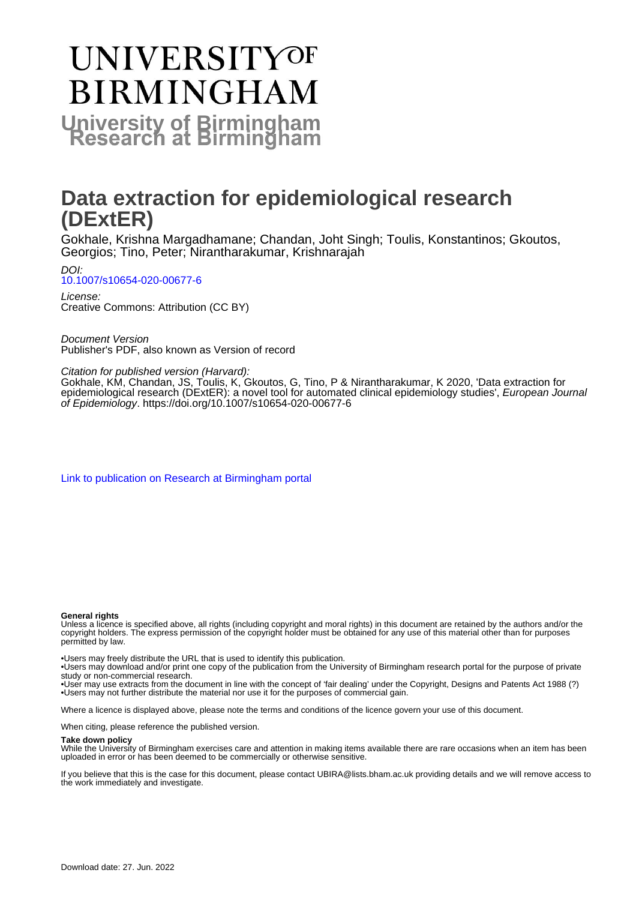# UNIVERSITY OF BIRMINGHAM

## University of Birmingham Research at Birmingham

# Data extraction for epidemiological research (DExtER)

Gokhale, Krishna Margadhamane; Chandan, Joht Singh; Toulis, Konstantinos; Gkoutos, Georgios; Tino, Peter; Nirantharakumar, Krishnarajah

*DOI:*
[10.1007/s10654-020-00677-6](https://doi.org/10.1007/s10654-020-00677-6)

*License:*
Creative Commons: Attribution (CC BY)

*Document Version*
Publisher's PDF, also known as Version of record

*Citation for published version (Harvard):*
Gokhale, KM, Chandan, JS, Toulis, K, Gkoutos, G, Tino, P & Nirantharakumar, K 2020, 'Data extraction for epidemiological research (DExtER): a novel tool for automated clinical epidemiology studies', *European Journal of Epidemiology*. https://doi.org/10.1007/s10654-020-00677-6

[Link to publication on Research at Birmingham portal]

**General rights**
Unless a licence is specified above, all rights (including copyright and moral rights) in this document are retained by the authors and/or the copyright holders. The express permission of the copyright holder must be obtained for any use of this material other than for purposes permitted by law.

•Users may freely distribute the URL that is used to identify this publication.
•Users may download and/or print one copy of the publication from the University of Birmingham research portal for the purpose of private study or non-commercial research.
•User may use extracts from the document in line with the concept of 'fair dealing' under the Copyright, Designs and Patents Act 1988 (?)
•Users may not further distribute the material nor use it for the purposes of commercial gain.

Where a licence is displayed above, please note the terms and conditions of the licence govern your use of this document.

When citing, please reference the published version.

**Take down policy**
While the University of Birmingham exercises care and attention in making items available there are rare occasions when an item has been uploaded in error or has been deemed to be commercially or otherwise sensitive.

If you believe that this is the case for this document, please contact UBIRA@lists.bham.ac.uk providing details and we will remove access to the work immediately and investigate.

Download date: 27. Jun. 2022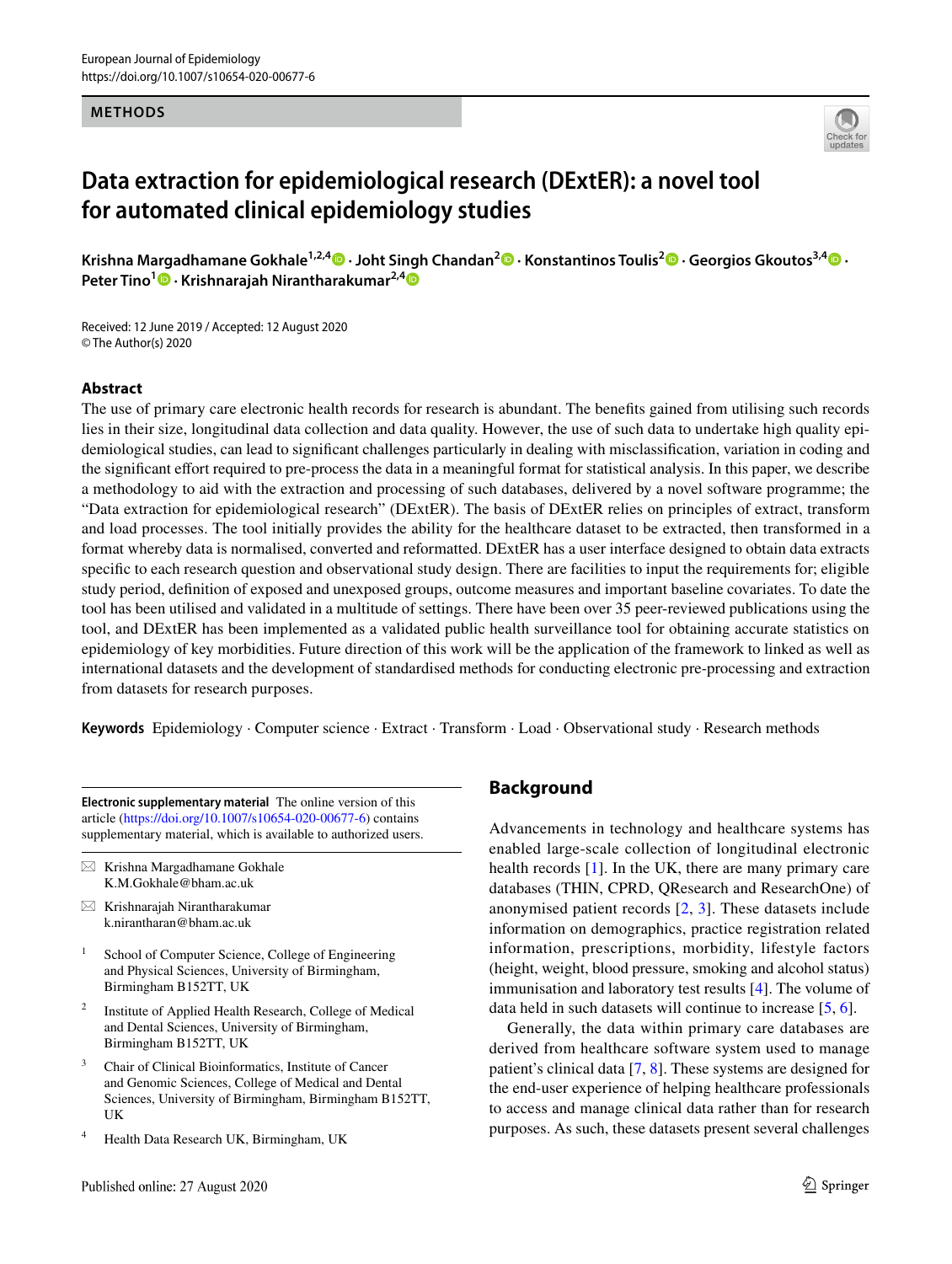METHODS

# Data extraction for epidemiological research (DExtER): a novel tool for automated clinical epidemiology studies

**Krishna Margadhamane Gokhale**[1,2,4] · **Joht Singh Chandan**[2] · **Konstantinos Toulis**[2] · **Georgios Gkoutos**[3,4] · **Peter Tino**[1] · **Krishnarajah Nirantharakumar**[2,4]

Received: 12 June 2019 / Accepted: 12 August 2020
© The Author(s) 2020

## Abstract

The use of primary care electronic health records for research is abundant. The benefits gained from utilising such records lies in their size, longitudinal data collection and data quality. However, the use of such data to undertake high quality epidemiological studies, can lead to significant challenges particularly in dealing with misclassification, variation in coding and the significant effort required to pre-process the data in a meaningful format for statistical analysis. In this paper, we describe a methodology to aid with the extraction and processing of such databases, delivered by a novel software programme; the "Data extraction for epidemiological research" (DExtER). The basis of DExtER relies on principles of extract, transform and load processes. The tool initially provides the ability for the healthcare dataset to be extracted, then transformed in a format whereby data is normalised, converted and reformatted. DExtER has a user interface designed to obtain data extracts specific to each research question and observational study design. There are facilities to input the requirements for; eligible study period, definition of exposed and unexposed groups, outcome measures and important baseline covariates. To date the tool has been utilised and validated in a multitude of settings. There have been over 35 peer-reviewed publications using the tool, and DExtER has been implemented as a validated public health surveillance tool for obtaining accurate statistics on epidemiology of key morbidities. Future direction of this work will be the application of the framework to linked as well as international datasets and the development of standardised methods for conducting electronic pre-processing and extraction from datasets for research purposes.

**Keywords** Epidemiology · Computer science · Extract · Transform · Load · Observational study · Research methods

**Electronic supplementary material** The online version of this article (https://doi.org/10.1007/s10654-020-00677-6) contains supplementary material, which is available to authorized users.

✉ Krishna Margadhamane Gokhale
K.M.Gokhale@bham.ac.uk

✉ Krishnarajah Nirantharakumar
k.nirantharan@bham.ac.uk

1 School of Computer Science, College of Engineering and Physical Sciences, University of Birmingham, Birmingham B152TT, UK

2 Institute of Applied Health Research, College of Medical and Dental Sciences, University of Birmingham, Birmingham B152TT, UK

3 Chair of Clinical Bioinformatics, Institute of Cancer and Genomic Sciences, College of Medical and Dental Sciences, University of Birmingham, Birmingham B152TT, UK

4 Health Data Research UK, Birmingham, UK

## Background

Advancements in technology and healthcare systems has enabled large-scale collection of longitudinal electronic health records [1]. In the UK, there are many primary care databases (THIN, CPRD, QResearch and ResearchOne) of anonymised patient records [2, 3]. These datasets include information on demographics, practice registration related information, prescriptions, morbidity, lifestyle factors (height, weight, blood pressure, smoking and alcohol status) immunisation and laboratory test results [4]. The volume of data held in such datasets will continue to increase [5, 6].

Generally, the data within primary care databases are derived from healthcare software system used to manage patient's clinical data [7, 8]. These systems are designed for the end-user experience of helping healthcare professionals to access and manage clinical data rather than for research purposes. As such, these datasets present several challenges

Published online: 27 August 2020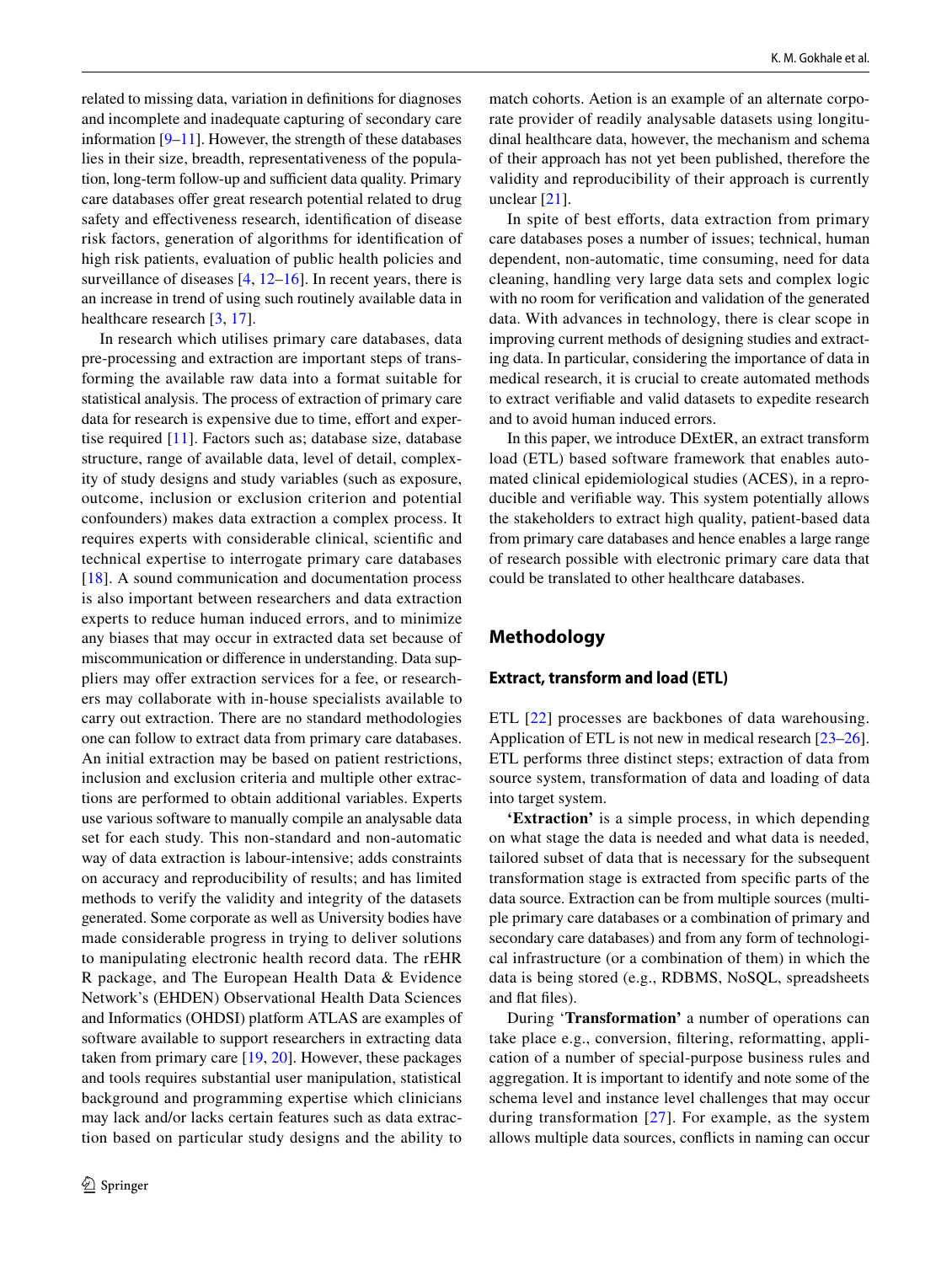related to missing data, variation in definitions for diagnoses and incomplete and inadequate capturing of secondary care information [9–11]. However, the strength of these databases lies in their size, breadth, representativeness of the population, long-term follow-up and sufficient data quality. Primary care databases offer great research potential related to drug safety and effectiveness research, identification of disease risk factors, generation of algorithms for identification of high risk patients, evaluation of public health policies and surveillance of diseases [4, 12–16]. In recent years, there is an increase in trend of using such routinely available data in healthcare research [3, 17].

In research which utilises primary care databases, data pre-processing and extraction are important steps of transforming the available raw data into a format suitable for statistical analysis. The process of extraction of primary care data for research is expensive due to time, effort and expertise required [11]. Factors such as; database size, database structure, range of available data, level of detail, complexity of study designs and study variables (such as exposure, outcome, inclusion or exclusion criterion and potential confounders) makes data extraction a complex process. It requires experts with considerable clinical, scientific and technical expertise to interrogate primary care databases [18]. A sound communication and documentation process is also important between researchers and data extraction experts to reduce human induced errors, and to minimize any biases that may occur in extracted data set because of miscommunication or difference in understanding. Data suppliers may offer extraction services for a fee, or researchers may collaborate with in-house specialists available to carry out extraction. There are no standard methodologies one can follow to extract data from primary care databases. An initial extraction may be based on patient restrictions, inclusion and exclusion criteria and multiple other extractions are performed to obtain additional variables. Experts use various software to manually compile an analysable data set for each study. This non-standard and non-automatic way of data extraction is labour-intensive; adds constraints on accuracy and reproducibility of results; and has limited methods to verify the validity and integrity of the datasets generated. Some corporate as well as University bodies have made considerable progress in trying to deliver solutions to manipulating electronic health record data. The rEHR R package, and The European Health Data & Evidence Network's (EHDEN) Observational Health Data Sciences and Informatics (OHDSI) platform ATLAS are examples of software available to support researchers in extracting data taken from primary care [19, 20]. However, these packages and tools requires substantial user manipulation, statistical background and programming expertise which clinicians may lack and/or lacks certain features such as data extraction based on particular study designs and the ability to match cohorts. Aetion is an example of an alternate corporate provider of readily analysable datasets using longitudinal healthcare data, however, the mechanism and schema of their approach has not yet been published, therefore the validity and reproducibility of their approach is currently unclear [21].

In spite of best efforts, data extraction from primary care databases poses a number of issues; technical, human dependent, non-automatic, time consuming, need for data cleaning, handling very large data sets and complex logic with no room for verification and validation of the generated data. With advances in technology, there is clear scope in improving current methods of designing studies and extracting data. In particular, considering the importance of data in medical research, it is crucial to create automated methods to extract verifiable and valid datasets to expedite research and to avoid human induced errors.

In this paper, we introduce DExtER, an extract transform load (ETL) based software framework that enables automated clinical epidemiological studies (ACES), in a reproducible and verifiable way. This system potentially allows the stakeholders to extract high quality, patient-based data from primary care databases and hence enables a large range of research possible with electronic primary care data that could be translated to other healthcare databases.

## Methodology

### Extract, transform and load (ETL)

ETL [22] processes are backbones of data warehousing. Application of ETL is not new in medical research [23–26]. ETL performs three distinct steps; extraction of data from source system, transformation of data and loading of data into target system.

**'Extraction'** is a simple process, in which depending on what stage the data is needed and what data is needed, tailored subset of data that is necessary for the subsequent transformation stage is extracted from specific parts of the data source. Extraction can be from multiple sources (multiple primary care databases or a combination of primary and secondary care databases) and from any form of technological infrastructure (or a combination of them) in which the data is being stored (e.g., RDBMS, NoSQL, spreadsheets and flat files).

During '**Transformation**' a number of operations can take place e.g., conversion, filtering, reformatting, application of a number of special-purpose business rules and aggregation. It is important to identify and note some of the schema level and instance level challenges that may occur during transformation [27]. For example, as the system allows multiple data sources, conflicts in naming can occur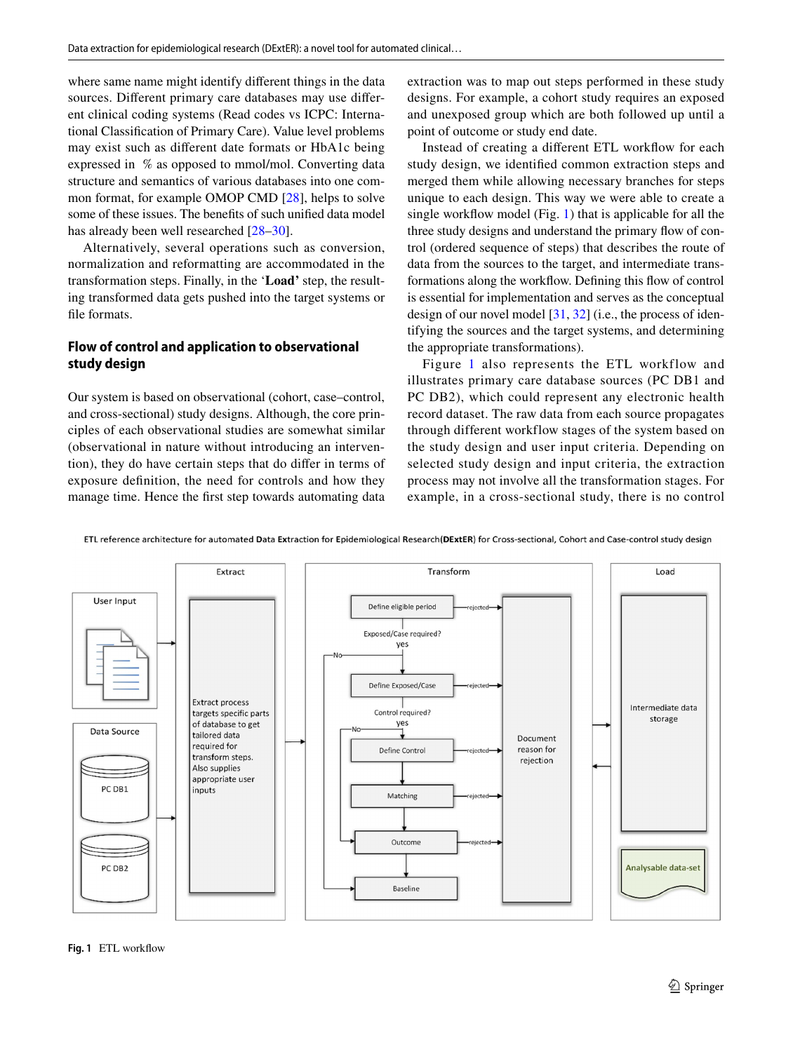where same name might identify different things in the data sources. Different primary care databases may use different clinical coding systems (Read codes vs ICPC: International Classification of Primary Care). Value level problems may exist such as different date formats or HbA1c being expressed in % as opposed to mmol/mol. Converting data structure and semantics of various databases into one common format, for example OMOP CMD [28], helps to solve some of these issues. The benefits of such unified data model has already been well researched [28–30].

Alternatively, several operations such as conversion, normalization and reformatting are accommodated in the transformation steps. Finally, in the '**Load**' step, the resulting transformed data gets pushed into the target systems or file formats.

## Flow of control and application to observational study design

Our system is based on observational (cohort, case–control, and cross-sectional) study designs. Although, the core principles of each observational studies are somewhat similar (observational in nature without introducing an intervention), they do have certain steps that do differ in terms of exposure definition, the need for controls and how they manage time. Hence the first step towards automating data extraction was to map out steps performed in these study designs. For example, a cohort study requires an exposed and unexposed group which are both followed up until a point of outcome or study end date.

Instead of creating a different ETL workflow for each study design, we identified common extraction steps and merged them while allowing necessary branches for steps unique to each design. This way we were able to create a single workflow model (Fig. 1) that is applicable for all the three study designs and understand the primary flow of control (ordered sequence of steps) that describes the route of data from the sources to the target, and intermediate transformations along the workflow. Defining this flow of control is essential for implementation and serves as the conceptual design of our novel model [31, 32] (i.e., the process of identifying the sources and the target systems, and determining the appropriate transformations).

Figure 1 also represents the ETL workflow and illustrates primary care database sources (PC DB1 and PC DB2), which could represent any electronic health record dataset. The raw data from each source propagates through different workflow stages of the system based on the study design and user input criteria. Depending on selected study design and input criteria, the extraction process may not involve all the transformation stages. For example, in a cross-sectional study, there is no control

ETL reference architecture for automated Data Extraction for Epidemiological Research(**DExtER**) for Cross-sectional, Cohort and Case-control study design

**Fig. 1** ETL workflow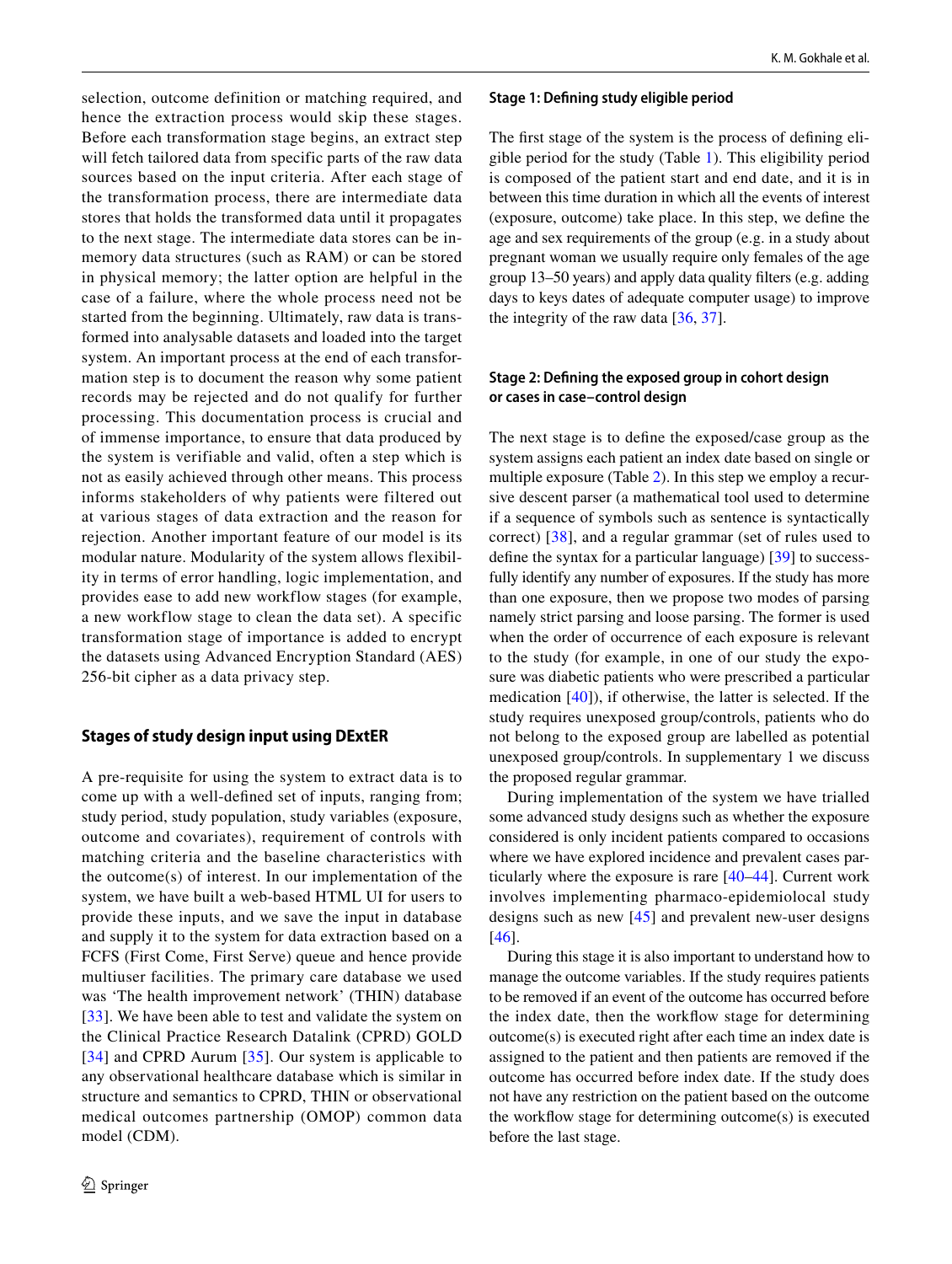selection, outcome definition or matching required, and hence the extraction process would skip these stages. Before each transformation stage begins, an extract step will fetch tailored data from specific parts of the raw data sources based on the input criteria. After each stage of the transformation process, there are intermediate data stores that holds the transformed data until it propagates to the next stage. The intermediate data stores can be in-memory data structures (such as RAM) or can be stored in physical memory; the latter option are helpful in the case of a failure, where the whole process need not be started from the beginning. Ultimately, raw data is transformed into analysable datasets and loaded into the target system. An important process at the end of each transformation step is to document the reason why some patient records may be rejected and do not qualify for further processing. This documentation process is crucial and of immense importance, to ensure that data produced by the system is verifiable and valid, often a step which is not as easily achieved through other means. This process informs stakeholders of why patients were filtered out at various stages of data extraction and the reason for rejection. Another important feature of our model is its modular nature. Modularity of the system allows flexibility in terms of error handling, logic implementation, and provides ease to add new workflow stages (for example, a new workflow stage to clean the data set). A specific transformation stage of importance is added to encrypt the datasets using Advanced Encryption Standard (AES) 256-bit cipher as a data privacy step.

### Stages of study design input using DExtER

A pre-requisite for using the system to extract data is to come up with a well-defined set of inputs, ranging from; study period, study population, study variables (exposure, outcome and covariates), requirement of controls with matching criteria and the baseline characteristics with the outcome(s) of interest. In our implementation of the system, we have built a web-based HTML UI for users to provide these inputs, and we save the input in database and supply it to the system for data extraction based on a FCFS (First Come, First Serve) queue and hence provide multiuser facilities. The primary care database we used was 'The health improvement network' (THIN) database [33]. We have been able to test and validate the system on the Clinical Practice Research Datalink (CPRD) GOLD [34] and CPRD Aurum [35]. Our system is applicable to any observational healthcare database which is similar in structure and semantics to CPRD, THIN or observational medical outcomes partnership (OMOP) common data model (CDM).

#### Stage 1: Defining study eligible period

The first stage of the system is the process of defining eligible period for the study (Table 1). This eligibility period is composed of the patient start and end date, and it is in between this time duration in which all the events of interest (exposure, outcome) take place. In this step, we define the age and sex requirements of the group (e.g. in a study about pregnant woman we usually require only females of the age group 13–50 years) and apply data quality filters (e.g. adding days to keys dates of adequate computer usage) to improve the integrity of the raw data [36, 37].

#### Stage 2: Defining the exposed group in cohort design or cases in case–control design

The next stage is to define the exposed/case group as the system assigns each patient an index date based on single or multiple exposure (Table 2). In this step we employ a recursive descent parser (a mathematical tool used to determine if a sequence of symbols such as sentence is syntactically correct) [38], and a regular grammar (set of rules used to define the syntax for a particular language) [39] to successfully identify any number of exposures. If the study has more than one exposure, then we propose two modes of parsing namely strict parsing and loose parsing. The former is used when the order of occurrence of each exposure is relevant to the study (for example, in one of our study the exposure was diabetic patients who were prescribed a particular medication [40]), if otherwise, the latter is selected. If the study requires unexposed group/controls, patients who do not belong to the exposed group are labelled as potential unexposed group/controls. In supplementary 1 we discuss the proposed regular grammar.

During implementation of the system we have trialled some advanced study designs such as whether the exposure considered is only incident patients compared to occasions where we have explored incidence and prevalent cases particularly where the exposure is rare [40–44]. Current work involves implementing pharmaco-epidemiolocal study designs such as new [45] and prevalent new-user designs [46].

During this stage it is also important to understand how to manage the outcome variables. If the study requires patients to be removed if an event of the outcome has occurred before the index date, then the workflow stage for determining outcome(s) is executed right after each time an index date is assigned to the patient and then patients are removed if the outcome has occurred before index date. If the study does not have any restriction on the patient based on the outcome the workflow stage for determining outcome(s) is executed before the last stage.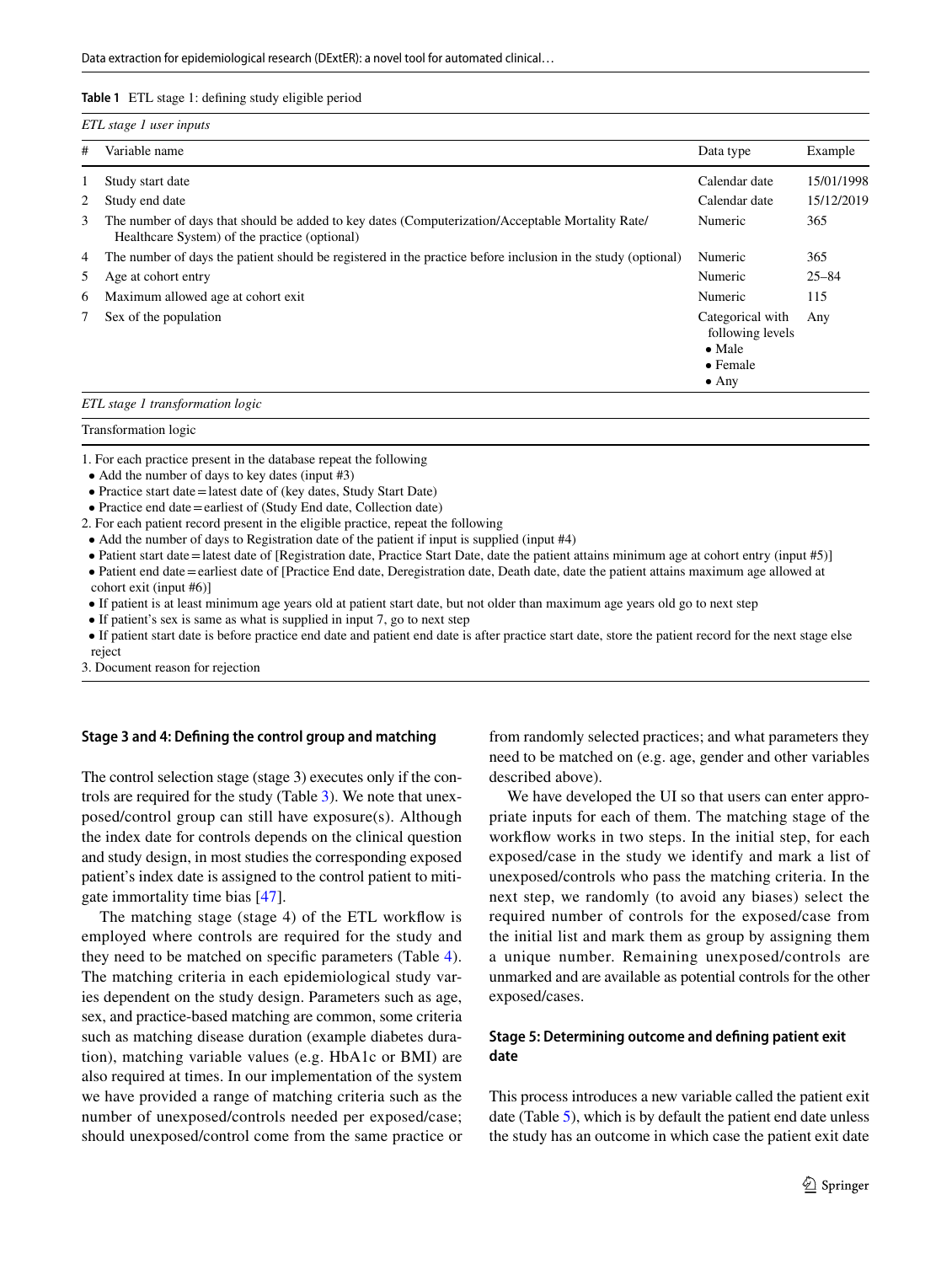**Table 1** ETL stage 1: defining study eligible period

*ETL stage 1 user inputs*

| # | Variable name | Data type | Example |
|---|---|---|---|
| 1 | Study start date | Calendar date | 15/01/1998 |
| 2 | Study end date | Calendar date | 15/12/2019 |
| 3 | The number of days that should be added to key dates (Computerization/Acceptable Mortality Rate/ Healthcare System) of the practice (optional) | Numeric | 365 |
| 4 | The number of days the patient should be registered in the practice before inclusion in the study (optional) | Numeric | 365 |
| 5 | Age at cohort entry | Numeric | 25–84 |
| 6 | Maximum allowed age at cohort exit | Numeric | 115 |
| 7 | Sex of the population | Categorical with following levels • Male • Female • Any | Any |

*ETL stage 1 transformation logic*

Transformation logic

1. For each practice present in the database repeat the following
   - Add the number of days to key dates (input #3)
   - Practice start date = latest date of (key dates, Study Start Date)
   - Practice end date = earliest of (Study End date, Collection date)
2. For each patient record present in the eligible practice, repeat the following
   - Add the number of days to Registration date of the patient if input is supplied (input #4)
   - Patient start date = latest date of [Registration date, Practice Start Date, date the patient attains minimum age at cohort entry (input #5)]
   - Patient end date = earliest date of [Practice End date, Deregistration date, Death date, date the patient attains maximum age allowed at cohort exit (input #6)]
   - If patient is at least minimum age years old at patient start date, but not older than maximum age years old go to next step
   - If patient's sex is same as what is supplied in input 7, go to next step
   - If patient start date is before practice end date and patient end date is after practice start date, store the patient record for the next stage else reject
3. Document reason for rejection

### Stage 3 and 4: Defining the control group and matching

The control selection stage (stage 3) executes only if the controls are required for the study (Table 3). We note that unexposed/control group can still have exposure(s). Although the index date for controls depends on the clinical question and study design, in most studies the corresponding exposed patient's index date is assigned to the control patient to mitigate immortality time bias [47].

The matching stage (stage 4) of the ETL workflow is employed where controls are required for the study and they need to be matched on specific parameters (Table 4). The matching criteria in each epidemiological study varies dependent on the study design. Parameters such as age, sex, and practice-based matching are common, some criteria such as matching disease duration (example diabetes duration), matching variable values (e.g. HbA1c or BMI) are also required at times. In our implementation of the system we have provided a range of matching criteria such as the number of unexposed/controls needed per exposed/case; should unexposed/control come from the same practice or from randomly selected practices; and what parameters they need to be matched on (e.g. age, gender and other variables described above).

We have developed the UI so that users can enter appropriate inputs for each of them. The matching stage of the workflow works in two steps. In the initial step, for each exposed/case in the study we identify and mark a list of unexposed/controls who pass the matching criteria. In the next step, we randomly (to avoid any biases) select the required number of controls for the exposed/case from the initial list and mark them as group by assigning them a unique number. Remaining unexposed/controls are unmarked and are available as potential controls for the other exposed/cases.

### Stage 5: Determining outcome and defining patient exit date

This process introduces a new variable called the patient exit date (Table 5), which is by default the patient end date unless the study has an outcome in which case the patient exit date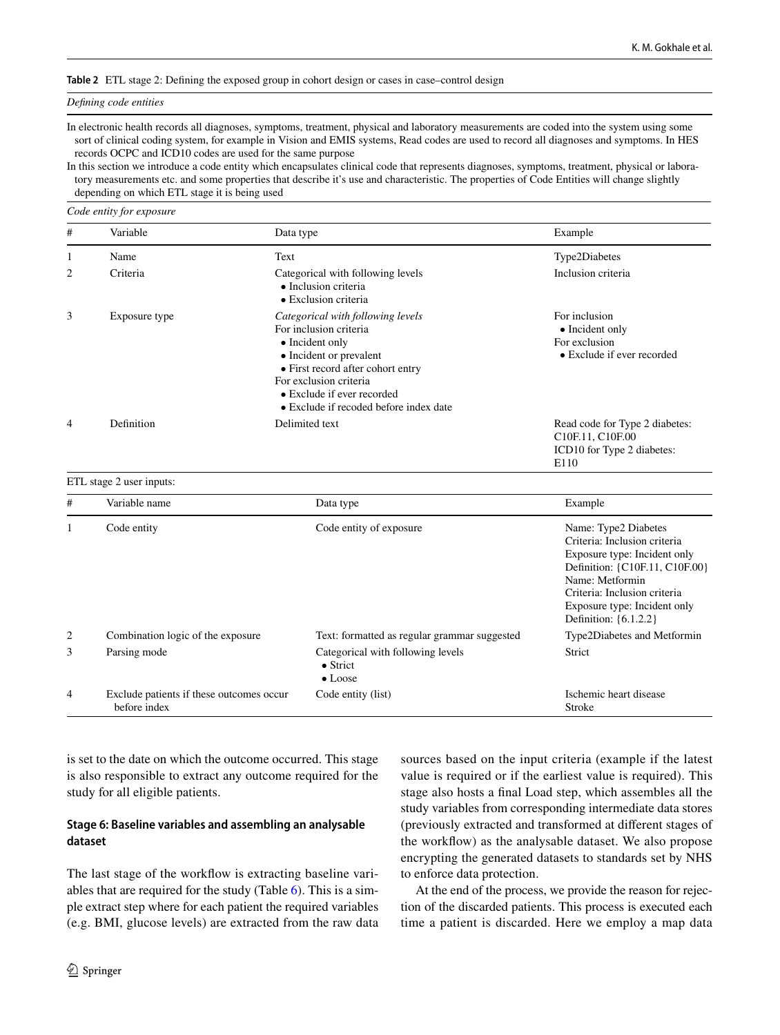**Table 2** ETL stage 2: Defining the exposed group in cohort design or cases in case–control design

*Defining code entities*

In electronic health records all diagnoses, symptoms, treatment, physical and laboratory measurements are coded into the system using some sort of clinical coding system, for example in Vision and EMIS systems, Read codes are used to record all diagnoses and symptoms. In HES records OCPC and ICD10 codes are used for the same purpose

In this section we introduce a code entity which encapsulates clinical code that represents diagnoses, symptoms, treatment, physical or laboratory measurements etc. and some properties that describe it's use and characteristic. The properties of Code Entities will change slightly depending on which ETL stage it is being used

*Code entity for exposure*

| # | Variable | Data type | Example |
|---|---|---|---|
| 1 | Name | Text | Type2Diabetes |
| 2 | Criteria | Categorical with following levels<br>• Inclusion criteria<br>• Exclusion criteria | Inclusion criteria |
| 3 | Exposure type | *Categorical with following levels*<br>For inclusion criteria<br>• Incident only<br>• Incident or prevalent<br>• First record after cohort entry<br>For exclusion criteria<br>• Exclude if ever recorded<br>• Exclude if recoded before index date | For inclusion<br>• Incident only<br>For exclusion<br>• Exclude if ever recorded |
| 4 | Definition | Delimited text | Read code for Type 2 diabetes: C10F.11, C10F.00<br>ICD10 for Type 2 diabetes: E110 |

ETL stage 2 user inputs:

| # | Variable name | Data type | Example |
|---|---|---|---|
| 1 | Code entity | Code entity of exposure | Name: Type2 Diabetes<br>Criteria: Inclusion criteria<br>Exposure type: Incident only<br>Definition: {C10F.11, C10F.00}<br>Name: Metformin<br>Criteria: Inclusion criteria<br>Exposure type: Incident only<br>Definition: {6.1.2.2} |
| 2 | Combination logic of the exposure | Text: formatted as regular grammar suggested | Type2Diabetes and Metformin |
| 3 | Parsing mode | Categorical with following levels<br>• Strict<br>• Loose | Strict |
| 4 | Exclude patients if these outcomes occur before index | Code entity (list) | Ischemic heart disease<br>Stroke |

is set to the date on which the outcome occurred. This stage is also responsible to extract any outcome required for the study for all eligible patients.

### Stage 6: Baseline variables and assembling an analysable dataset

The last stage of the workflow is extracting baseline variables that are required for the study (Table 6). This is a simple extract step where for each patient the required variables (e.g. BMI, glucose levels) are extracted from the raw data sources based on the input criteria (example if the latest value is required or if the earliest value is required). This stage also hosts a final Load step, which assembles all the study variables from corresponding intermediate data stores (previously extracted and transformed at different stages of the workflow) as the analysable dataset. We also propose encrypting the generated datasets to standards set by NHS to enforce data protection.

At the end of the process, we provide the reason for rejection of the discarded patients. This process is executed each time a patient is discarded. Here we employ a map data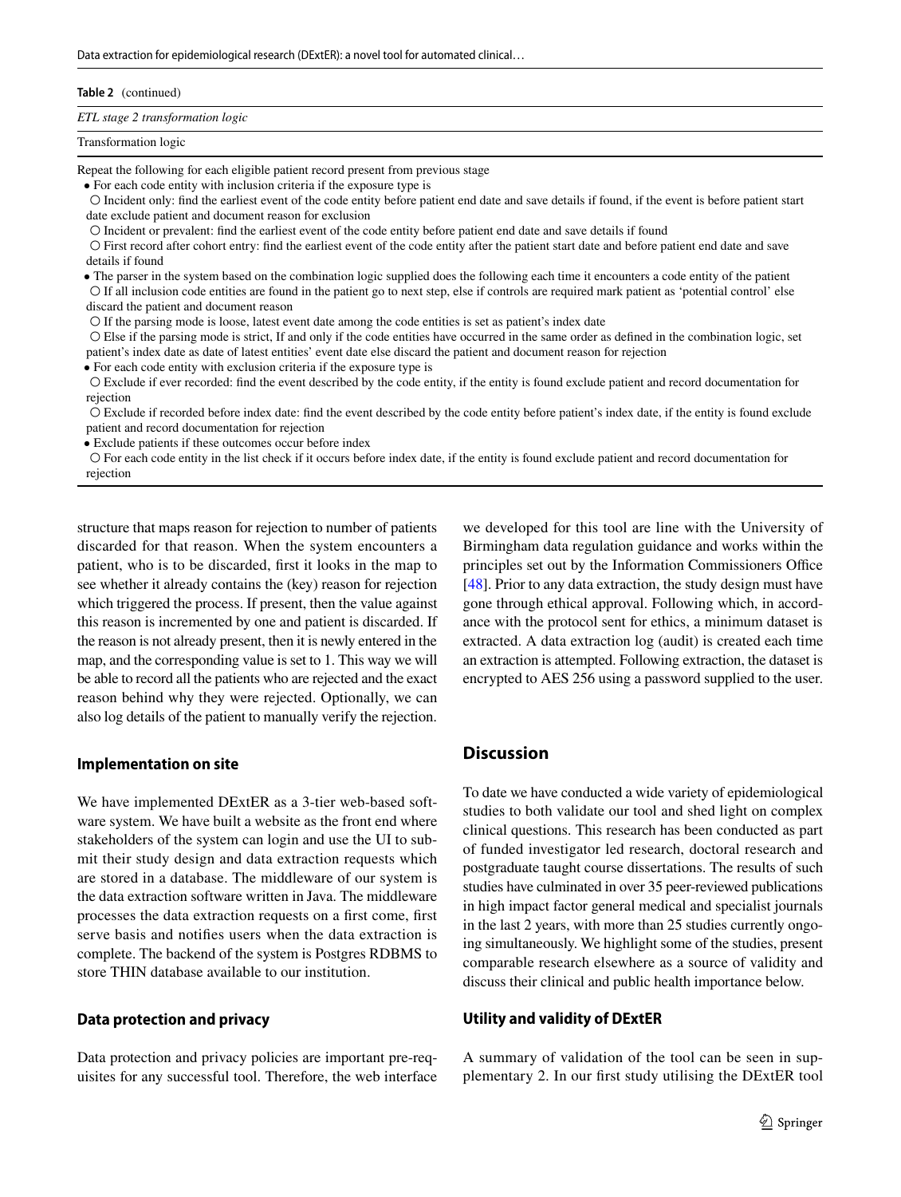**Table 2** (continued)

| *ETL stage 2 transformation logic* |
|---|
| Transformation logic |
| Repeat the following for each eligible patient record present from previous stage<br>• For each code entity with inclusion criteria if the exposure type is<br>○ Incident only: find the earliest event of the code entity before patient end date and save details if found, if the event is before patient start date exclude patient and document reason for exclusion<br>○ Incident or prevalent: find the earliest event of the code entity before patient end date and save details if found<br>○ First record after cohort entry: find the earliest event of the code entity after the patient start date and before patient end date and save details if found<br>• The parser in the system based on the combination logic supplied does the following each time it encounters a code entity of the patient<br>○ If all inclusion code entities are found in the patient go to next step, else if controls are required mark patient as 'potential control' else discard the patient and document reason<br>○ If the parsing mode is loose, latest event date among the code entities is set as patient's index date<br>○ Else if the parsing mode is strict, If and only if the code entities have occurred in the same order as defined in the combination logic, set patient's index date as date of latest entities' event date else discard the patient and document reason for rejection<br>• For each code entity with exclusion criteria if the exposure type is<br>○ Exclude if ever recorded: find the event described by the code entity, if the entity is found exclude patient and record documentation for rejection<br>○ Exclude if recorded before index date: find the event described by the code entity before patient's index date, if the entity is found exclude patient and record documentation for rejection<br>• Exclude patients if these outcomes occur before index<br>○ For each code entity in the list check if it occurs before index date, if the entity is found exclude patient and record documentation for rejection |

structure that maps reason for rejection to number of patients discarded for that reason. When the system encounters a patient, who is to be discarded, first it looks in the map to see whether it already contains the (key) reason for rejection which triggered the process. If present, then the value against this reason is incremented by one and patient is discarded. If the reason is not already present, then it is newly entered in the map, and the corresponding value is set to 1. This way we will be able to record all the patients who are rejected and the exact reason behind why they were rejected. Optionally, we can also log details of the patient to manually verify the rejection.

### Implementation on site

We have implemented DExtER as a 3-tier web-based software system. We have built a website as the front end where stakeholders of the system can login and use the UI to submit their study design and data extraction requests which are stored in a database. The middleware of our system is the data extraction software written in Java. The middleware processes the data extraction requests on a first come, first serve basis and notifies users when the data extraction is complete. The backend of the system is Postgres RDBMS to store THIN database available to our institution.

### Data protection and privacy

Data protection and privacy policies are important pre-requisites for any successful tool. Therefore, the web interface we developed for this tool are line with the University of Birmingham data regulation guidance and works within the principles set out by the Information Commissioners Office [48]. Prior to any data extraction, the study design must have gone through ethical approval. Following which, in accordance with the protocol sent for ethics, a minimum dataset is extracted. A data extraction log (audit) is created each time an extraction is attempted. Following extraction, the dataset is encrypted to AES 256 using a password supplied to the user.

## Discussion

To date we have conducted a wide variety of epidemiological studies to both validate our tool and shed light on complex clinical questions. This research has been conducted as part of funded investigator led research, doctoral research and postgraduate taught course dissertations. The results of such studies have culminated in over 35 peer-reviewed publications in high impact factor general medical and specialist journals in the last 2 years, with more than 25 studies currently ongoing simultaneously. We highlight some of the studies, present comparable research elsewhere as a source of validity and discuss their clinical and public health importance below.

### Utility and validity of DExtER

A summary of validation of the tool can be seen in supplementary 2. In our first study utilising the DExtER tool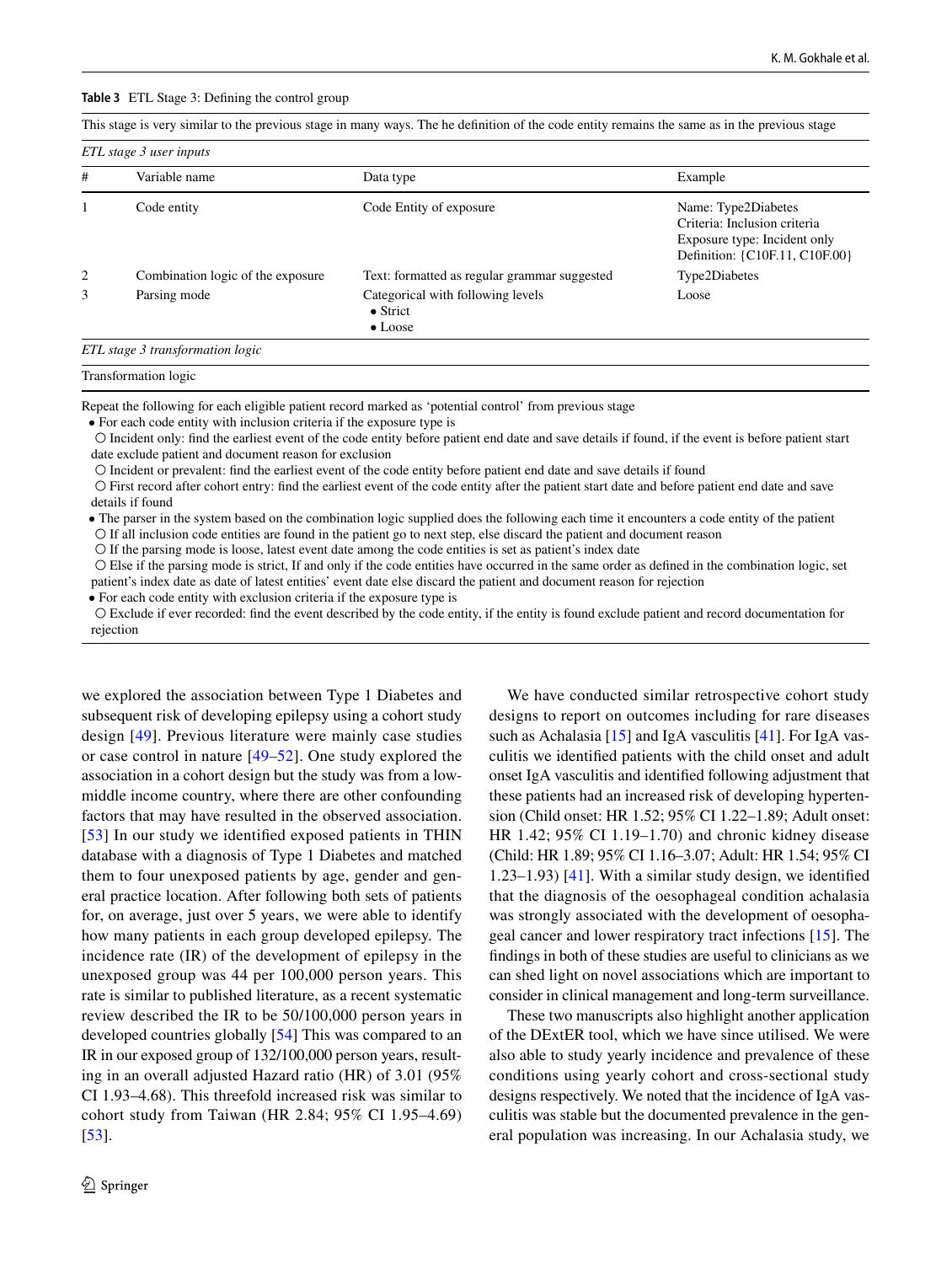**Table 3** ETL Stage 3: Defining the control group

This stage is very similar to the previous stage in many ways. The he definition of the code entity remains the same as in the previous stage

*ETL stage 3 user inputs*

| # | Variable name | Data type | Example |
|---|---|---|---|
| 1 | Code entity | Code Entity of exposure | Name: Type2Diabetes<br>Criteria: Inclusion criteria<br>Exposure type: Incident only<br>Definition: {C10F.11, C10F.00} |
| 2 | Combination logic of the exposure | Text: formatted as regular grammar suggested | Type2Diabetes |
| 3 | Parsing mode | Categorical with following levels<br>• Strict<br>• Loose | Loose |

*ETL stage 3 transformation logic*

Transformation logic

Repeat the following for each eligible patient record marked as 'potential control' from previous stage

- For each code entity with inclusion criteria if the exposure type is
  - Incident only: find the earliest event of the code entity before patient end date and save details if found, if the event is before patient start date exclude patient and document reason for exclusion
  - Incident or prevalent: find the earliest event of the code entity before patient end date and save details if found
  - First record after cohort entry: find the earliest event of the code entity after the patient start date and before patient end date and save details if found
- The parser in the system based on the combination logic supplied does the following each time it encounters a code entity of the patient
  - If all inclusion code entities are found in the patient go to next step, else discard the patient and document reason
  - If the parsing mode is loose, latest event date among the code entities is set as patient's index date
  - Else if the parsing mode is strict, If and only if the code entities have occurred in the same order as defined in the combination logic, set patient's index date as date of latest entities' event date else discard the patient and document reason for rejection
- For each code entity with exclusion criteria if the exposure type is
  - Exclude if ever recorded: find the event described by the code entity, if the entity is found exclude patient and record documentation for rejection

we explored the association between Type 1 Diabetes and subsequent risk of developing epilepsy using a cohort study design [49]. Previous literature were mainly case studies or case control in nature [49–52]. One study explored the association in a cohort design but the study was from a low-middle income country, where there are other confounding factors that may have resulted in the observed association. [53] In our study we identified exposed patients in THIN database with a diagnosis of Type 1 Diabetes and matched them to four unexposed patients by age, gender and general practice location. After following both sets of patients for, on average, just over 5 years, we were able to identify how many patients in each group developed epilepsy. The incidence rate (IR) of the development of epilepsy in the unexposed group was 44 per 100,000 person years. This rate is similar to published literature, as a recent systematic review described the IR to be 50/100,000 person years in developed countries globally [54] This was compared to an IR in our exposed group of 132/100,000 person years, resulting in an overall adjusted Hazard ratio (HR) of 3.01 (95% CI 1.93–4.68). This threefold increased risk was similar to cohort study from Taiwan (HR 2.84; 95% CI 1.95–4.69) [53].

We have conducted similar retrospective cohort study designs to report on outcomes including for rare diseases such as Achalasia [15] and IgA vasculitis [41]. For IgA vasculitis we identified patients with the child onset and adult onset IgA vasculitis and identified following adjustment that these patients had an increased risk of developing hypertension (Child onset: HR 1.52; 95% CI 1.22–1.89; Adult onset: HR 1.42; 95% CI 1.19–1.70) and chronic kidney disease (Child: HR 1.89; 95% CI 1.16–3.07; Adult: HR 1.54; 95% CI 1.23–1.93) [41]. With a similar study design, we identified that the diagnosis of the oesophageal condition achalasia was strongly associated with the development of oesophageal cancer and lower respiratory tract infections [15]. The findings in both of these studies are useful to clinicians as we can shed light on novel associations which are important to consider in clinical management and long-term surveillance.

These two manuscripts also highlight another application of the DExtER tool, which we have since utilised. We were also able to study yearly incidence and prevalence of these conditions using yearly cohort and cross-sectional study designs respectively. We noted that the incidence of IgA vasculitis was stable but the documented prevalence in the general population was increasing. In our Achalasia study, we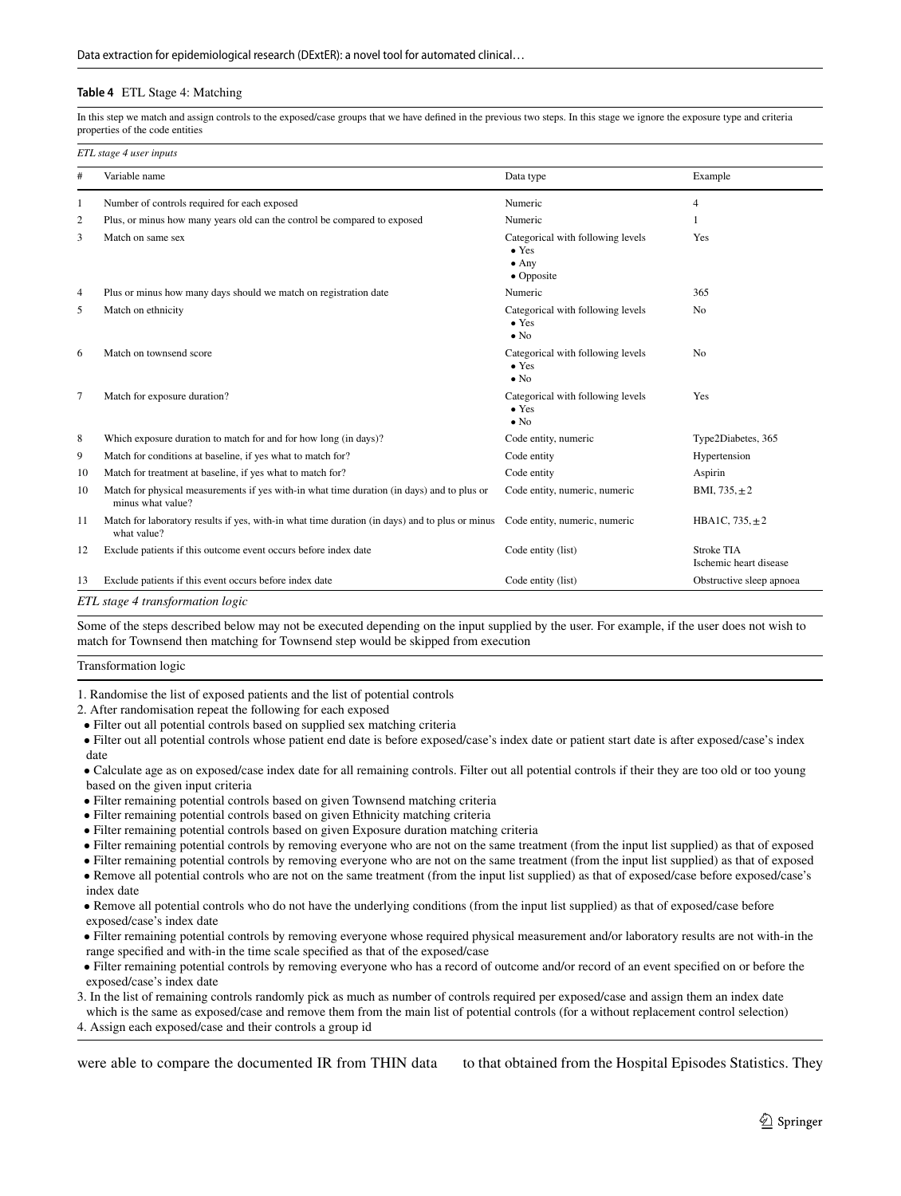**Table 4** ETL Stage 4: Matching

In this step we match and assign controls to the exposed/case groups that we have defined in the previous two steps. In this stage we ignore the exposure type and criteria properties of the code entities

*ETL stage 4 user inputs*

| # | Variable name | Data type | Example |
|---|---|---|---|
| 1 | Number of controls required for each exposed | Numeric | 4 |
| 2 | Plus, or minus how many years old can the control be compared to exposed | Numeric | 1 |
| 3 | Match on same sex | Categorical with following levels<br>• Yes<br>• Any<br>• Opposite | Yes |
| 4 | Plus or minus how many days should we match on registration date | Numeric | 365 |
| 5 | Match on ethnicity | Categorical with following levels<br>• Yes<br>• No | No |
| 6 | Match on townsend score | Categorical with following levels<br>• Yes<br>• No | No |
| 7 | Match for exposure duration? | Categorical with following levels<br>• Yes<br>• No | Yes |
| 8 | Which exposure duration to match for and for how long (in days)? | Code entity, numeric | Type2Diabetes, 365 |
| 9 | Match for conditions at baseline, if yes what to match for? | Code entity | Hypertension |
| 10 | Match for treatment at baseline, if yes what to match for? | Code entity | Aspirin |
| 10 | Match for physical measurements if yes with-in what time duration (in days) and to plus or minus what value? | Code entity, numeric, numeric | BMI, 735, $\pm 2$ |
| 11 | Match for laboratory results if yes, with-in what time duration (in days) and to plus or minus what value? | Code entity, numeric, numeric | HBA1C, 735, $\pm 2$ |
| 12 | Exclude patients if this outcome event occurs before index date | Code entity (list) | Stroke TIA<br>Ischemic heart disease |
| 13 | Exclude patients if this event occurs before index date | Code entity (list) | Obstructive sleep apnoea |

*ETL stage 4 transformation logic*

Some of the steps described below may not be executed depending on the input supplied by the user. For example, if the user does not wish to match for Townsend then matching for Townsend step would be skipped from execution

Transformation logic

1. Randomise the list of exposed patients and the list of potential controls
2. After randomisation repeat the following for each exposed
   - Filter out all potential controls based on supplied sex matching criteria
   - Filter out all potential controls whose patient end date is before exposed/case's index date or patient start date is after exposed/case's index date
   - Calculate age as on exposed/case index date for all remaining controls. Filter out all potential controls if their they are too old or too young based on the given input criteria
   - Filter remaining potential controls based on given Townsend matching criteria
   - Filter remaining potential controls based on given Ethnicity matching criteria
   - Filter remaining potential controls based on given Exposure duration matching criteria
   - Filter remaining potential controls by removing everyone who are not on the same treatment (from the input list supplied) as that of exposed
   - Filter remaining potential controls by removing everyone who are not on the same treatment (from the input list supplied) as that of exposed
   - Remove all potential controls who are not on the same treatment (from the input list supplied) as that of exposed/case before exposed/case's index date
   - Remove all potential controls who do not have the underlying conditions (from the input list supplied) as that of exposed/case before exposed/case's index date
   - Filter remaining potential controls by removing everyone whose required physical measurement and/or laboratory results are not with-in the range specified and with-in the time scale specified as that of the exposed/case
   - Filter remaining potential controls by removing everyone who has a record of outcome and/or record of an event specified on or before the exposed/case's index date
3. In the list of remaining controls randomly pick as much as number of controls required per exposed/case and assign them an index date which is the same as exposed/case and remove them from the main list of potential controls (for a without replacement control selection)
4. Assign each exposed/case and their controls a group id

were able to compare the documented IR from THIN data to that obtained from the Hospital Episodes Statistics. They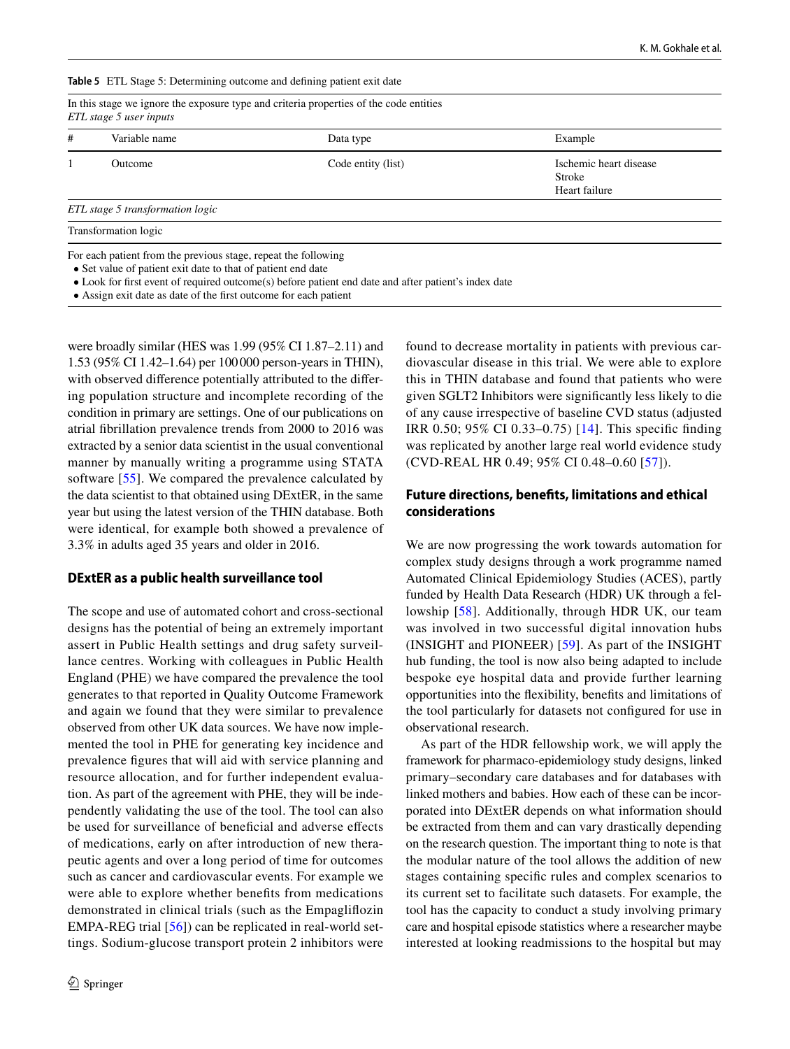**Table 5** ETL Stage 5: Determining outcome and defining patient exit date

In this stage we ignore the exposure type and criteria properties of the code entities

*ETL stage 5 user inputs*

| # | Variable name | Data type | Example |
|---|---|---|---|
| 1 | Outcome | Code entity (list) | Ischemic heart disease<br>Stroke<br>Heart failure |

*ETL stage 5 transformation logic*

| Transformation logic |
|---|
| For each patient from the previous stage, repeat the following<br>• Set value of patient exit date to that of patient end date<br>• Look for first event of required outcome(s) before patient end date and after patient's index date<br>• Assign exit date as date of the first outcome for each patient |

were broadly similar (HES was 1.99 (95% CI 1.87–2.11) and 1.53 (95% CI 1.42–1.64) per 100 000 person-years in THIN), with observed difference potentially attributed to the differing population structure and incomplete recording of the condition in primary are settings. One of our publications on atrial fibrillation prevalence trends from 2000 to 2016 was extracted by a senior data scientist in the usual conventional manner by manually writing a programme using STATA software [55]. We compared the prevalence calculated by the data scientist to that obtained using DExtER, in the same year but using the latest version of the THIN database. Both were identical, for example both showed a prevalence of 3.3% in adults aged 35 years and older in 2016.

## DExtER as a public health surveillance tool

The scope and use of automated cohort and cross-sectional designs has the potential of being an extremely important assert in Public Health settings and drug safety surveillance centres. Working with colleagues in Public Health England (PHE) we have compared the prevalence the tool generates to that reported in Quality Outcome Framework and again we found that they were similar to prevalence observed from other UK data sources. We have now implemented the tool in PHE for generating key incidence and prevalence figures that will aid with service planning and resource allocation, and for further independent evaluation. As part of the agreement with PHE, they will be independently validating the use of the tool. The tool can also be used for surveillance of beneficial and adverse effects of medications, early on after introduction of new therapeutic agents and over a long period of time for outcomes such as cancer and cardiovascular events. For example we were able to explore whether benefits from medications demonstrated in clinical trials (such as the Empagliflozin EMPA-REG trial [56]) can be replicated in real-world settings. Sodium-glucose transport protein 2 inhibitors were found to decrease mortality in patients with previous cardiovascular disease in this trial. We were able to explore this in THIN database and found that patients who were given SGLT2 Inhibitors were significantly less likely to die of any cause irrespective of baseline CVD status (adjusted IRR 0.50; 95% CI 0.33–0.75) [14]. This specific finding was replicated by another large real world evidence study (CVD-REAL HR 0.49; 95% CI 0.48–0.60 [57]).

## Future directions, benefits, limitations and ethical considerations

We are now progressing the work towards automation for complex study designs through a work programme named Automated Clinical Epidemiology Studies (ACES), partly funded by Health Data Research (HDR) UK through a fellowship [58]. Additionally, through HDR UK, our team was involved in two successful digital innovation hubs (INSIGHT and PIONEER) [59]. As part of the INSIGHT hub funding, the tool is now also being adapted to include bespoke eye hospital data and provide further learning opportunities into the flexibility, benefits and limitations of the tool particularly for datasets not configured for use in observational research.

As part of the HDR fellowship work, we will apply the framework for pharmaco-epidemiology study designs, linked primary–secondary care databases and for databases with linked mothers and babies. How each of these can be incorporated into DExtER depends on what information should be extracted from them and can vary drastically depending on the research question. The important thing to note is that the modular nature of the tool allows the addition of new stages containing specific rules and complex scenarios to its current set to facilitate such datasets. For example, the tool has the capacity to conduct a study involving primary care and hospital episode statistics where a researcher maybe interested at looking readmissions to the hospital but may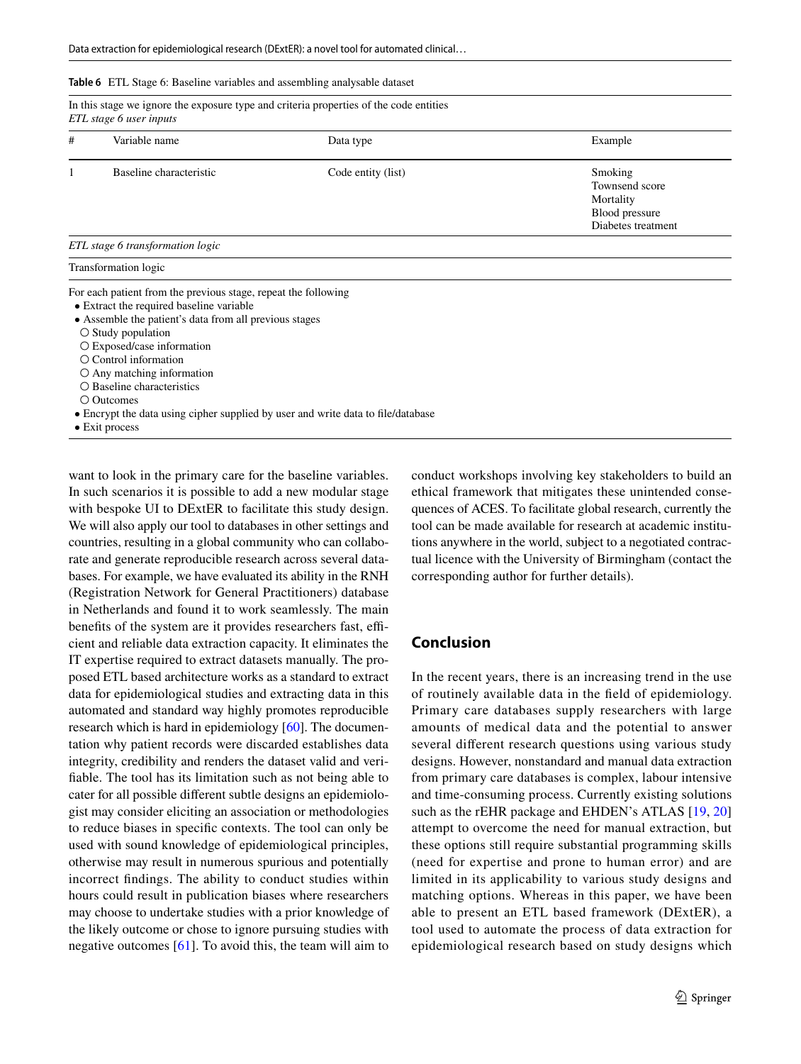**Table 6** ETL Stage 6: Baseline variables and assembling analysable dataset

In this stage we ignore the exposure type and criteria properties of the code entities

*ETL stage 6 user inputs*

| # | Variable name | Data type | Example |
|---|---|---|---|
| 1 | Baseline characteristic | Code entity (list) | Smoking<br>Townsend score<br>Mortality<br>Blood pressure<br>Diabetes treatment |

*ETL stage 6 transformation logic*

Transformation logic

For each patient from the previous stage, repeat the following
- Extract the required baseline variable
- Assemble the patient's data from all previous stages
  - Study population
  - Exposed/case information
  - Control information
  - Any matching information
  - Baseline characteristics
  - Outcomes
- Encrypt the data using cipher supplied by user and write data to file/database
- Exit process

want to look in the primary care for the baseline variables. In such scenarios it is possible to add a new modular stage with bespoke UI to DExtER to facilitate this study design. We will also apply our tool to databases in other settings and countries, resulting in a global community who can collaborate and generate reproducible research across several databases. For example, we have evaluated its ability in the RNH (Registration Network for General Practitioners) database in Netherlands and found it to work seamlessly. The main benefits of the system are it provides researchers fast, efficient and reliable data extraction capacity. It eliminates the IT expertise required to extract datasets manually. The proposed ETL based architecture works as a standard to extract data for epidemiological studies and extracting data in this automated and standard way highly promotes reproducible research which is hard in epidemiology [60]. The documentation why patient records were discarded establishes data integrity, credibility and renders the dataset valid and verifiable. The tool has its limitation such as not being able to cater for all possible different subtle designs an epidemiologist may consider eliciting an association or methodologies to reduce biases in specific contexts. The tool can only be used with sound knowledge of epidemiological principles, otherwise may result in numerous spurious and potentially incorrect findings. The ability to conduct studies within hours could result in publication biases where researchers may choose to undertake studies with a prior knowledge of the likely outcome or chose to ignore pursuing studies with negative outcomes [61]. To avoid this, the team will aim to conduct workshops involving key stakeholders to build an ethical framework that mitigates these unintended consequences of ACES. To facilitate global research, currently the tool can be made available for research at academic institutions anywhere in the world, subject to a negotiated contractual licence with the University of Birmingham (contact the corresponding author for further details).

## Conclusion

In the recent years, there is an increasing trend in the use of routinely available data in the field of epidemiology. Primary care databases supply researchers with large amounts of medical data and the potential to answer several different research questions using various study designs. However, nonstandard and manual data extraction from primary care databases is complex, labour intensive and time-consuming process. Currently existing solutions such as the rEHR package and EHDEN's ATLAS [19, 20] attempt to overcome the need for manual extraction, but these options still require substantial programming skills (need for expertise and prone to human error) and are limited in its applicability to various study designs and matching options. Whereas in this paper, we have been able to present an ETL based framework (DExtER), a tool used to automate the process of data extraction for epidemiological research based on study designs which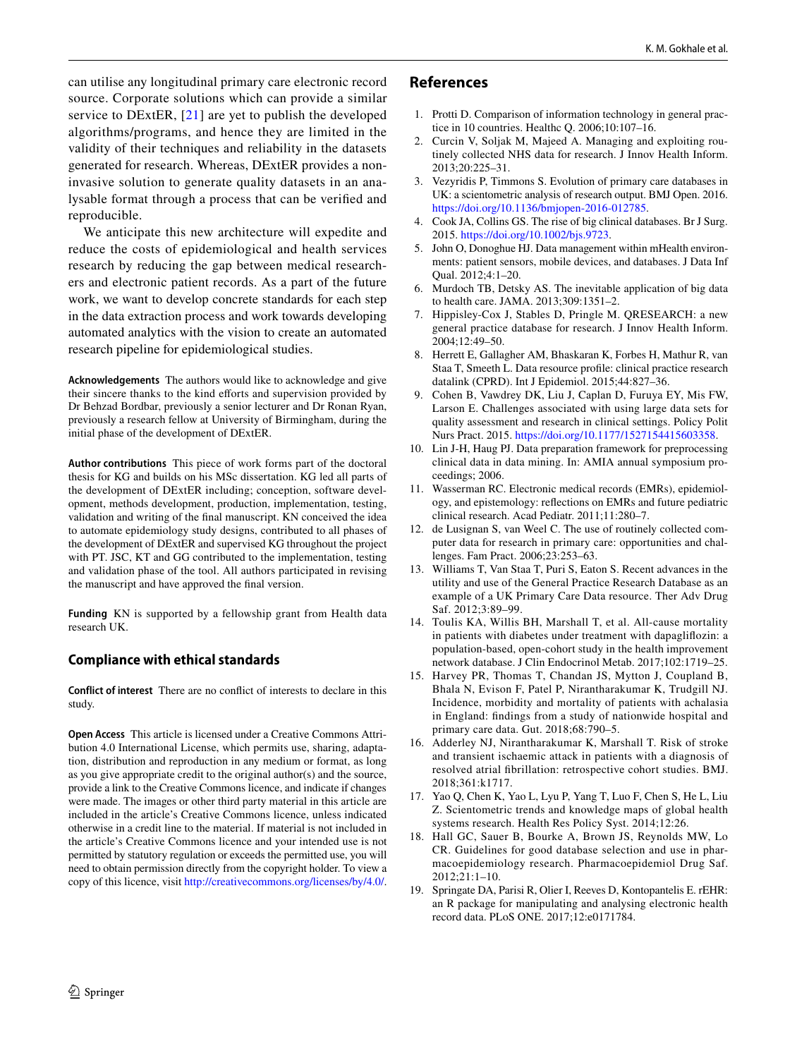can utilise any longitudinal primary care electronic record source. Corporate solutions which can provide a similar service to DExtER, [21] are yet to publish the developed algorithms/programs, and hence they are limited in the validity of their techniques and reliability in the datasets generated for research. Whereas, DExtER provides a non-invasive solution to generate quality datasets in an analysable format through a process that can be verified and reproducible.

We anticipate this new architecture will expedite and reduce the costs of epidemiological and health services research by reducing the gap between medical researchers and electronic patient records. As a part of the future work, we want to develop concrete standards for each step in the data extraction process and work towards developing automated analytics with the vision to create an automated research pipeline for epidemiological studies.

**Acknowledgements** The authors would like to acknowledge and give their sincere thanks to the kind efforts and supervision provided by Dr Behzad Bordbar, previously a senior lecturer and Dr Ronan Ryan, previously a research fellow at University of Birmingham, during the initial phase of the development of DExtER.

**Author contributions** This piece of work forms part of the doctoral thesis for KG and builds on his MSc dissertation. KG led all parts of the development of DExtER including; conception, software development, methods development, production, implementation, testing, validation and writing of the final manuscript. KN conceived the idea to automate epidemiology study designs, contributed to all phases of the development of DExtER and supervised KG throughout the project with PT. JSC, KT and GG contributed to the implementation, testing and validation phase of the tool. All authors participated in revising the manuscript and have approved the final version.

**Funding** KN is supported by a fellowship grant from Health data research UK.

## Compliance with ethical standards

**Conflict of interest** There are no conflict of interests to declare in this study.

**Open Access** This article is licensed under a Creative Commons Attribution 4.0 International License, which permits use, sharing, adaptation, distribution and reproduction in any medium or format, as long as you give appropriate credit to the original author(s) and the source, provide a link to the Creative Commons licence, and indicate if changes were made. The images or other third party material in this article are included in the article's Creative Commons licence, unless indicated otherwise in a credit line to the material. If material is not included in the article's Creative Commons licence and your intended use is not permitted by statutory regulation or exceeds the permitted use, you will need to obtain permission directly from the copyright holder. To view a copy of this licence, visit http://creativecommons.org/licenses/by/4.0/.

## References

1. Protti D. Comparison of information technology in general practice in 10 countries. Healthc Q. 2006;10:107–16.
2. Curcin V, Soljak M, Majeed A. Managing and exploiting routinely collected NHS data for research. J Innov Health Inform. 2013;20:225–31.
3. Vezyridis P, Timmons S. Evolution of primary care databases in UK: a scientometric analysis of research output. BMJ Open. 2016. https://doi.org/10.1136/bmjopen-2016-012785.
4. Cook JA, Collins GS. The rise of big clinical databases. Br J Surg. 2015. https://doi.org/10.1002/bjs.9723.
5. John O, Donoghue HJ. Data management within mHealth environments: patient sensors, mobile devices, and databases. J Data Inf Qual. 2012;4:1–20.
6. Murdoch TB, Detsky AS. The inevitable application of big data to health care. JAMA. 2013;309:1351–2.
7. Hippisley-Cox J, Stables D, Pringle M. QRESEARCH: a new general practice database for research. J Innov Health Inform. 2004;12:49–50.
8. Herrett E, Gallagher AM, Bhaskaran K, Forbes H, Mathur R, van Staa T, Smeeth L. Data resource profile: clinical practice research datalink (CPRD). Int J Epidemiol. 2015;44:827–36.
9. Cohen B, Vawdrey DK, Liu J, Caplan D, Furuya EY, Mis FW, Larson E. Challenges associated with using large data sets for quality assessment and research in clinical settings. Policy Polit Nurs Pract. 2015. https://doi.org/10.1177/1527154415603358.
10. Lin J-H, Haug PJ. Data preparation framework for preprocessing clinical data in data mining. In: AMIA annual symposium proceedings; 2006.
11. Wasserman RC. Electronic medical records (EMRs), epidemiology, and epistemology: reflections on EMRs and future pediatric clinical research. Acad Pediatr. 2011;11:280–7.
12. de Lusignan S, van Weel C. The use of routinely collected computer data for research in primary care: opportunities and challenges. Fam Pract. 2006;23:253–63.
13. Williams T, Van Staa T, Puri S, Eaton S. Recent advances in the utility and use of the General Practice Research Database as an example of a UK Primary Care Data resource. Ther Adv Drug Saf. 2012;3:89–99.
14. Toulis KA, Willis BH, Marshall T, et al. All-cause mortality in patients with diabetes under treatment with dapagliflozin: a population-based, open-cohort study in the health improvement network database. J Clin Endocrinol Metab. 2017;102:1719–25.
15. Harvey PR, Thomas T, Chandan JS, Mytton J, Coupland B, Bhala N, Evison F, Patel P, Nirantharakumar K, Trudgill NJ. Incidence, morbidity and mortality of patients with achalasia in England: findings from a study of nationwide hospital and primary care data. Gut. 2018;68:790–5.
16. Adderley NJ, Nirantharakumar K, Marshall T. Risk of stroke and transient ischaemic attack in patients with a diagnosis of resolved atrial fibrillation: retrospective cohort studies. BMJ. 2018;361:k1717.
17. Yao Q, Chen K, Yao L, Lyu P, Yang T, Luo F, Chen S, He L, Liu Z. Scientometric trends and knowledge maps of global health systems research. Health Res Policy Syst. 2014;12:26.
18. Hall GC, Sauer B, Bourke A, Brown JS, Reynolds MW, Lo CR. Guidelines for good database selection and use in pharmacoepidemiology research. Pharmacoepidemiol Drug Saf. 2012;21:1–10.
19. Springate DA, Parisi R, Olier I, Reeves D, Kontopantelis E. rEHR: an R package for manipulating and analysing electronic health record data. PLoS ONE. 2017;12:e0171784.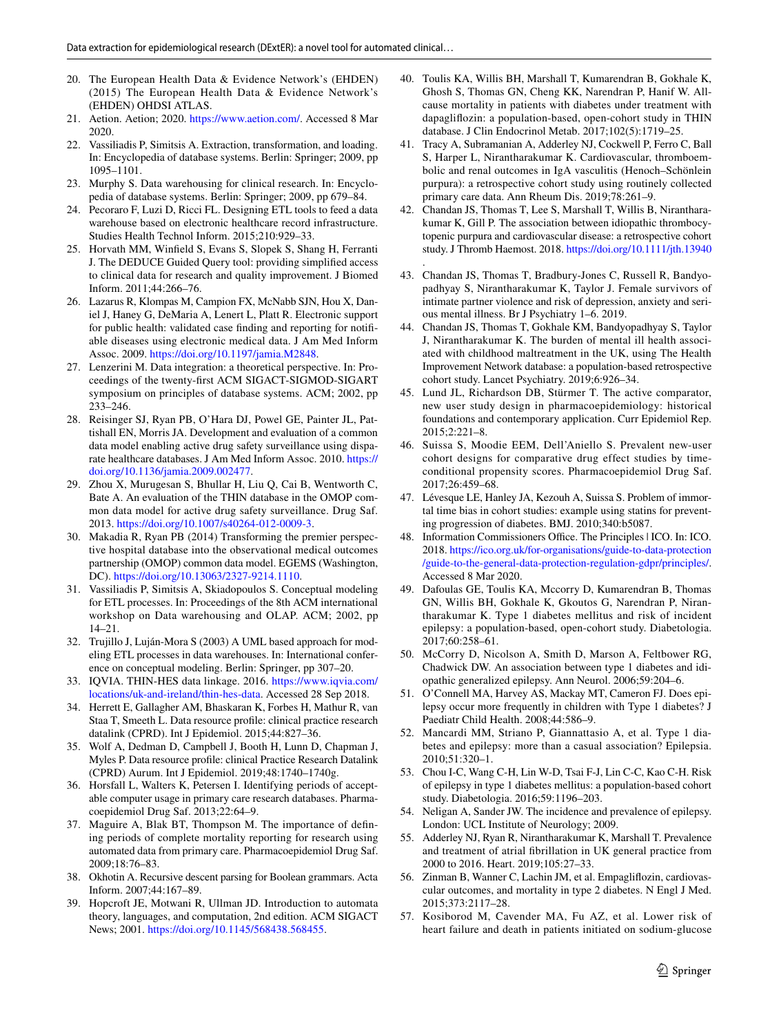20. The European Health Data & Evidence Network's (EHDEN) (2015) The European Health Data & Evidence Network's (EHDEN) OHDSI ATLAS.
21. Aetion. Aetion; 2020. https://www.aetion.com/. Accessed 8 Mar 2020.
22. Vassiliadis P, Simitsis A. Extraction, transformation, and loading. In: Encyclopedia of database systems. Berlin: Springer; 2009, pp 1095–1101.
23. Murphy S. Data warehousing for clinical research. In: Encyclopedia of database systems. Berlin: Springer; 2009, pp 679–84.
24. Pecoraro F, Luzi D, Ricci FL. Designing ETL tools to feed a data warehouse based on electronic healthcare record infrastructure. Studies Health Technol Inform. 2015;210:929–33.
25. Horvath MM, Winfield S, Evans S, Slopek S, Shang H, Ferranti J. The DEDUCE Guided Query tool: providing simplified access to clinical data for research and quality improvement. J Biomed Inform. 2011;44:266–76.
26. Lazarus R, Klompas M, Campion FX, McNabb SJN, Hou X, Daniel J, Haney G, DeMaria A, Lenert L, Platt R. Electronic support for public health: validated case finding and reporting for notifiable diseases using electronic medical data. J Am Med Inform Assoc. 2009. https://doi.org/10.1197/jamia.M2848.
27. Lenzerini M. Data integration: a theoretical perspective. In: Proceedings of the twenty-first ACM SIGACT-SIGMOD-SIGART symposium on principles of database systems. ACM; 2002, pp 233–246.
28. Reisinger SJ, Ryan PB, O'Hara DJ, Powel GE, Painter JL, Pattishall EN, Morris JA. Development and evaluation of a common data model enabling active drug safety surveillance using disparate healthcare databases. J Am Med Inform Assoc. 2010. https://doi.org/10.1136/jamia.2009.002477.
29. Zhou X, Murugesan S, Bhullar H, Liu Q, Cai B, Wentworth C, Bate A. An evaluation of the THIN database in the OMOP common data model for active drug safety surveillance. Drug Saf. 2013. https://doi.org/10.1007/s40264-012-0009-3.
30. Makadia R, Ryan PB (2014) Transforming the premier perspective hospital database into the observational medical outcomes partnership (OMOP) common data model. EGEMS (Washington, DC). https://doi.org/10.13063/2327-9214.1110.
31. Vassiliadis P, Simitsis A, Skiadopoulos S. Conceptual modeling for ETL processes. In: Proceedings of the 8th ACM international workshop on Data warehousing and OLAP. ACM; 2002, pp 14–21.
32. Trujillo J, Luján-Mora S (2003) A UML based approach for modeling ETL processes in data warehouses. In: International conference on conceptual modeling. Berlin: Springer, pp 307–20.
33. IQVIA. THIN-HES data linkage. 2016. https://www.iqvia.com/locations/uk-and-ireland/thin-hes-data. Accessed 28 Sep 2018.
34. Herrett E, Gallagher AM, Bhaskaran K, Forbes H, Mathur R, van Staa T, Smeeth L. Data resource profile: clinical practice research datalink (CPRD). Int J Epidemiol. 2015;44:827–36.
35. Wolf A, Dedman D, Campbell J, Booth H, Lunn D, Chapman J, Myles P. Data resource profile: clinical Practice Research Datalink (CPRD) Aurum. Int J Epidemiol. 2019;48:1740–1740g.
36. Horsfall L, Walters K, Petersen I. Identifying periods of acceptable computer usage in primary care research databases. Pharmacoepidemiol Drug Saf. 2013;22:64–9.
37. Maguire A, Blak BT, Thompson M. The importance of defining periods of complete mortality reporting for research using automated data from primary care. Pharmacoepidemiol Drug Saf. 2009;18:76–83.
38. Okhotin A. Recursive descent parsing for Boolean grammars. Acta Inform. 2007;44:167–89.
39. Hopcroft JE, Motwani R, Ullman JD. Introduction to automata theory, languages, and computation, 2nd edition. ACM SIGACT News; 2001. https://doi.org/10.1145/568438.568455.
40. Toulis KA, Willis BH, Marshall T, Kumarendran B, Gokhale K, Ghosh S, Thomas GN, Cheng KK, Narendran P, Hanif W. All-cause mortality in patients with diabetes under treatment with dapagliflozin: a population-based, open-cohort study in THIN database. J Clin Endocrinol Metab. 2017;102(5):1719–25.
41. Tracy A, Subramanian A, Adderley NJ, Cockwell P, Ferro C, Ball S, Harper L, Nirantharakumar K. Cardiovascular, thromboembolic and renal outcomes in IgA vasculitis (Henoch–Schönlein purpura): a retrospective cohort study using routinely collected primary care data. Ann Rheum Dis. 2019;78:261–9.
42. Chandan JS, Thomas T, Lee S, Marshall T, Willis B, Nirantharakumar K, Gill P. The association between idiopathic thrombocytopenic purpura and cardiovascular disease: a retrospective cohort study. J Thromb Haemost. 2018. https://doi.org/10.1111/jth.13940.
43. Chandan JS, Thomas T, Bradbury-Jones C, Russell R, Bandyopadhyay S, Nirantharakumar K, Taylor J. Female survivors of intimate partner violence and risk of depression, anxiety and serious mental illness. Br J Psychiatry 1–6. 2019.
44. Chandan JS, Thomas T, Gokhale KM, Bandyopadhyay S, Taylor J, Nirantharakumar K. The burden of mental ill health associated with childhood maltreatment in the UK, using The Health Improvement Network database: a population-based retrospective cohort study. Lancet Psychiatry. 2019;6:926–34.
45. Lund JL, Richardson DB, Stürmer T. The active comparator, new user study design in pharmacoepidemiology: historical foundations and contemporary application. Curr Epidemiol Rep. 2015;2:221–8.
46. Suissa S, Moodie EEM, Dell'Aniello S. Prevalent new-user cohort designs for comparative drug effect studies by time-conditional propensity scores. Pharmacoepidemiol Drug Saf. 2017;26:459–68.
47. Lévesque LE, Hanley JA, Kezouh A, Suissa S. Problem of immortal time bias in cohort studies: example using statins for preventing progression of diabetes. BMJ. 2010;340:b5087.
48. Information Commissioners Office. The Principles | ICO. In: ICO. 2018. https://ico.org.uk/for-organisations/guide-to-data-protection/guide-to-the-general-data-protection-regulation-gdpr/principles/. Accessed 8 Mar 2020.
49. Dafoulas GE, Toulis KA, Mccorry D, Kumarendran B, Thomas GN, Willis BH, Gokhale K, Gkoutos G, Narendran P, Nirantharakumar K. Type 1 diabetes mellitus and risk of incident epilepsy: a population-based, open-cohort study. Diabetologia. 2017;60:258–61.
50. McCorry D, Nicolson A, Smith D, Marson A, Feltbower RG, Chadwick DW. An association between type 1 diabetes and idiopathic generalized epilepsy. Ann Neurol. 2006;59:204–6.
51. O'Connell MA, Harvey AS, Mackay MT, Cameron FJ. Does epilepsy occur more frequently in children with Type 1 diabetes? J Paediatr Child Health. 2008;44:586–9.
52. Mancardi MM, Striano P, Giannattasio A, et al. Type 1 diabetes and epilepsy: more than a casual association? Epilepsia. 2010;51:320–1.
53. Chou I-C, Wang C-H, Lin W-D, Tsai F-J, Lin C-C, Kao C-H. Risk of epilepsy in type 1 diabetes mellitus: a population-based cohort study. Diabetologia. 2016;59:1196–203.
54. Neligan A, Sander JW. The incidence and prevalence of epilepsy. London: UCL Institute of Neurology; 2009.
55. Adderley NJ, Ryan R, Nirantharakumar K, Marshall T. Prevalence and treatment of atrial fibrillation in UK general practice from 2000 to 2016. Heart. 2019;105:27–33.
56. Zinman B, Wanner C, Lachin JM, et al. Empagliflozin, cardiovascular outcomes, and mortality in type 2 diabetes. N Engl J Med. 2015;373:2117–28.
57. Kosiborod M, Cavender MA, Fu AZ, et al. Lower risk of heart failure and death in patients initiated on sodium-glucose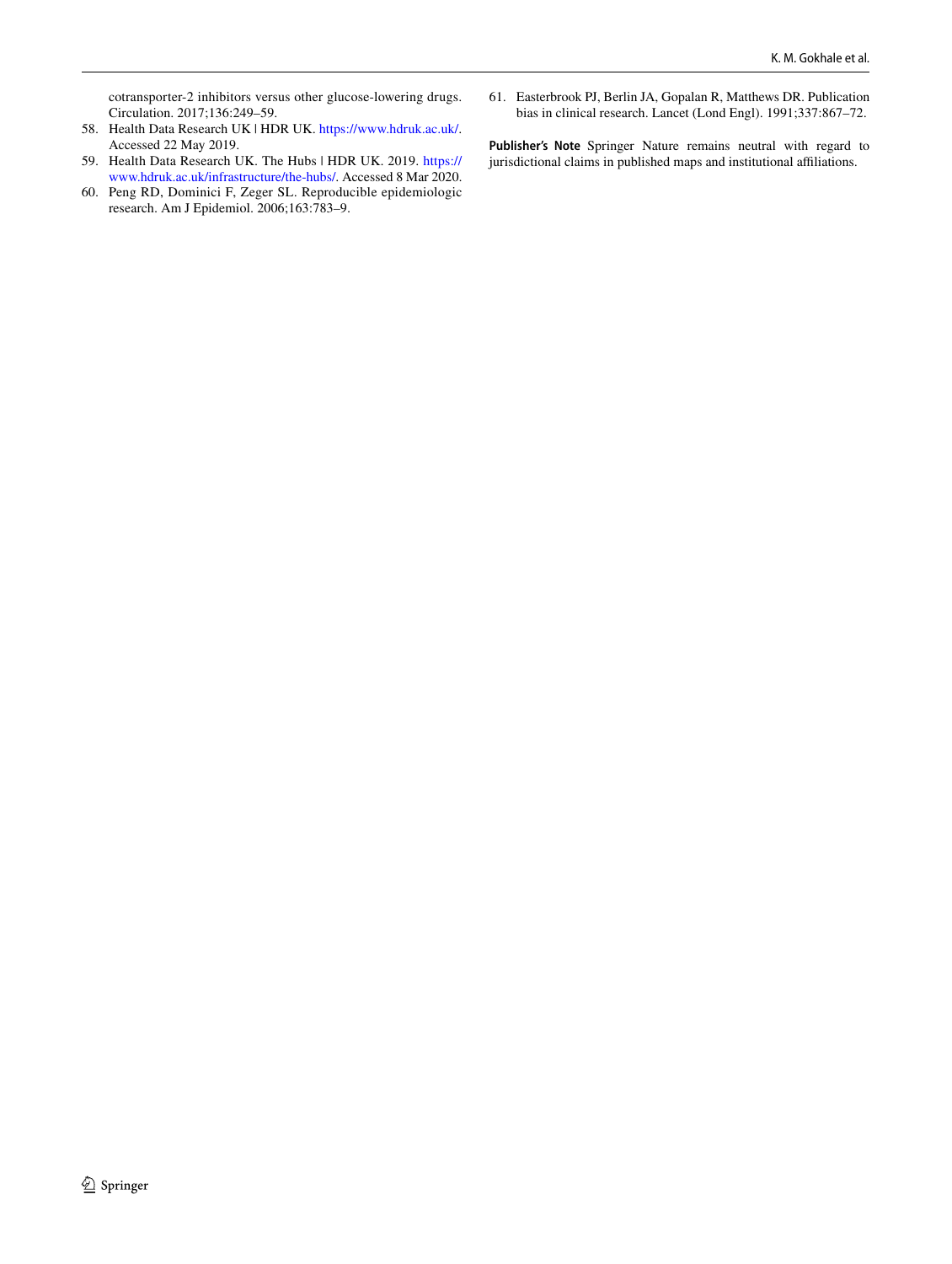cotransporter-2 inhibitors versus other glucose-lowering drugs. Circulation. 2017;136:249–59.

58. Health Data Research UK | HDR UK. https://www.hdruk.ac.uk/. Accessed 22 May 2019.
59. Health Data Research UK. The Hubs | HDR UK. 2019. https://www.hdruk.ac.uk/infrastructure/the-hubs/. Accessed 8 Mar 2020.
60. Peng RD, Dominici F, Zeger SL. Reproducible epidemiologic research. Am J Epidemiol. 2006;163:783–9.
61. Easterbrook PJ, Berlin JA, Gopalan R, Matthews DR. Publication bias in clinical research. Lancet (Lond Engl). 1991;337:867–72.

**Publisher's Note** Springer Nature remains neutral with regard to jurisdictional claims in published maps and institutional affiliations.